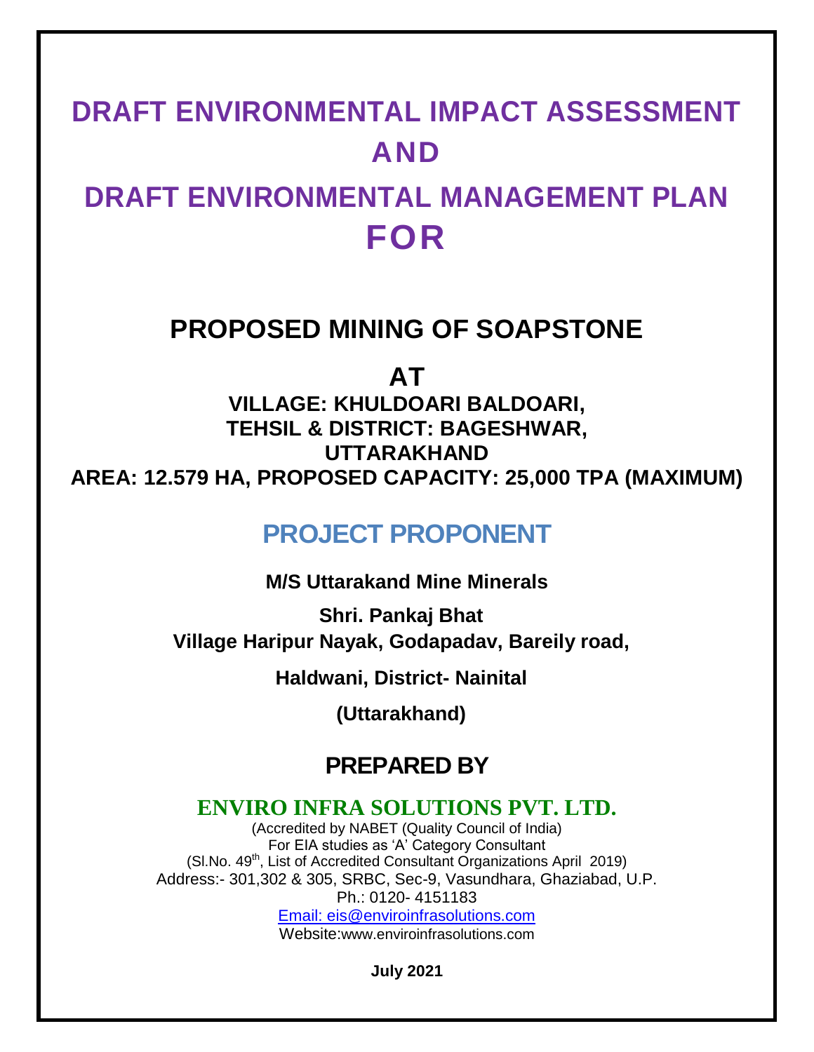# DRAFT ENVIRONMENTAL IMPACT ASSESSMENT AND DRAFT ENVIRONMENTAL MANAGEMENT PLAN FOR

## PROPOSED MINING OF SOAPSTONE

## AT

**VILLAGE: KHULDOARI BALDOARI,**
**TEHSIL & DISTRICT: BAGESHWAR,**
**UTTARAKHAND**
**AREA: 12.579 HA, PROPOSED CAPACITY: 25,000 TPA (MAXIMUM)**

## PROJECT PROPONENT

**M/S Uttarakand Mine Minerals**

**Shri. Pankaj Bhat**
**Village Haripur Nayak, Godapadav, Bareily road,**

**Haldwani, District- Nainital**

**(Uttarakhand)**

## PREPARED BY

**ENVIRO INFRA SOLUTIONS PVT. LTD.**

(Accredited by NABET (Quality Council of India)
For EIA studies as 'A' Category Consultant
(Sl.No. 49th, List of Accredited Consultant Organizations April 2019)
Address:- 301,302 & 305, SRBC, Sec-9, Vasundhara, Ghaziabad, U.P.
Ph.: 0120- 4151183
Email: eis@enviroinfrasolutions.com
Website:www.enviroinfrasolutions.com

**July 2021**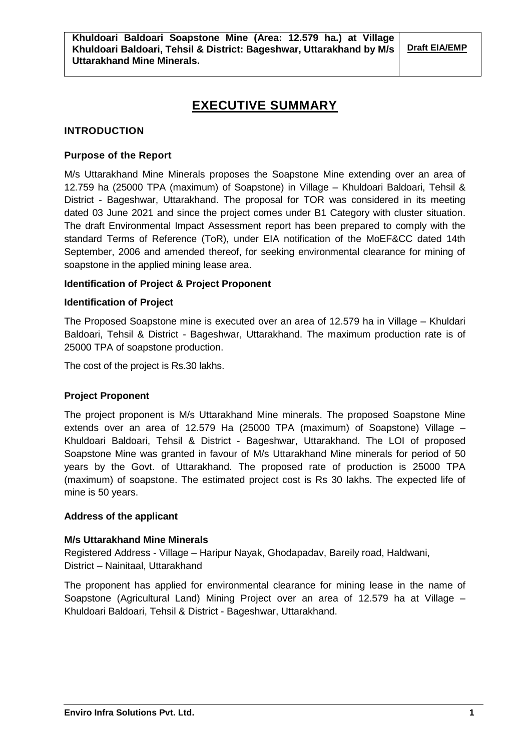# EXECUTIVE SUMMARY

## INTRODUCTION

### Purpose of the Report

M/s Uttarakhand Mine Minerals proposes the Soapstone Mine extending over an area of 12.759 ha (25000 TPA (maximum) of Soapstone) in Village – Khuldoari Baldoari, Tehsil & District - Bageshwar, Uttarakhand. The proposal for TOR was considered in its meeting dated 03 June 2021 and since the project comes under B1 Category with cluster situation. The draft Environmental Impact Assessment report has been prepared to comply with the standard Terms of Reference (ToR), under EIA notification of the MoEF&CC dated 14th September, 2006 and amended thereof, for seeking environmental clearance for mining of soapstone in the applied mining lease area.

### Identification of Project & Project Proponent

### Identification of Project

The Proposed Soapstone mine is executed over an area of 12.579 ha in Village – Khuldari Baldoari, Tehsil & District - Bageshwar, Uttarakhand. The maximum production rate is of 25000 TPA of soapstone production.

The cost of the project is Rs.30 lakhs.

### Project Proponent

The project proponent is M/s Uttarakhand Mine minerals. The proposed Soapstone Mine extends over an area of 12.579 Ha (25000 TPA (maximum) of Soapstone) Village – Khuldoari Baldoari, Tehsil & District - Bageshwar, Uttarakhand. The LOI of proposed Soapstone Mine was granted in favour of M/s Uttarakhand Mine minerals for period of 50 years by the Govt. of Uttarakhand. The proposed rate of production is 25000 TPA (maximum) of soapstone. The estimated project cost is Rs 30 lakhs. The expected life of mine is 50 years.

### Address of the applicant

**M/s Uttarakhand Mine Minerals**
Registered Address - Village – Haripur Nayak, Ghodapadav, Bareily road, Haldwani,
District – Nainitaal, Uttarakhand

The proponent has applied for environmental clearance for mining lease in the name of Soapstone (Agricultural Land) Mining Project over an area of 12.579 ha at Village – Khuldoari Baldoari, Tehsil & District - Bageshwar, Uttarakhand.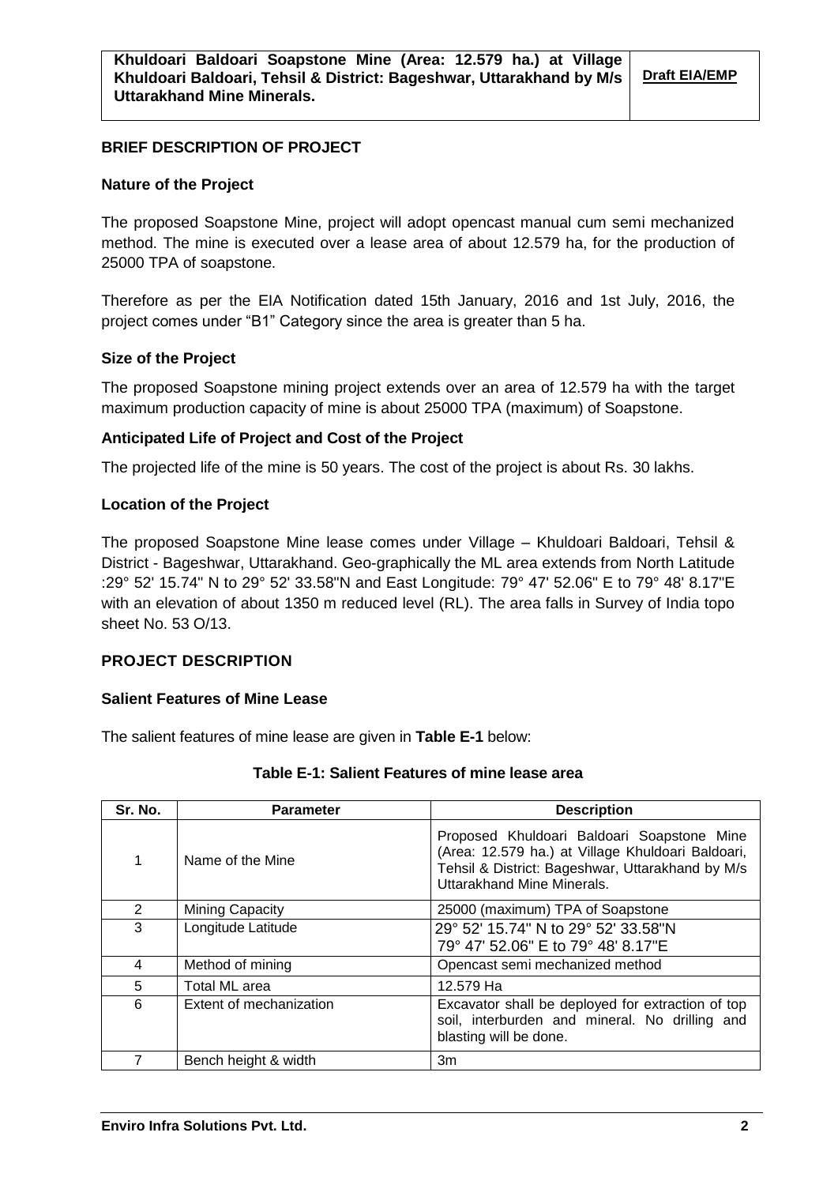## BRIEF DESCRIPTION OF PROJECT

### Nature of the Project

The proposed Soapstone Mine, project will adopt opencast manual cum semi mechanized method. The mine is executed over a lease area of about 12.579 ha, for the production of 25000 TPA of soapstone.

Therefore as per the EIA Notification dated 15th January, 2016 and 1st July, 2016, the project comes under "B1" Category since the area is greater than 5 ha.

### Size of the Project

The proposed Soapstone mining project extends over an area of 12.579 ha with the target maximum production capacity of mine is about 25000 TPA (maximum) of Soapstone.

### Anticipated Life of Project and Cost of the Project

The projected life of the mine is 50 years. The cost of the project is about Rs. 30 lakhs.

### Location of the Project

The proposed Soapstone Mine lease comes under Village – Khuldoari Baldoari, Tehsil & District - Bageshwar, Uttarakhand. Geo-graphically the ML area extends from North Latitude :29° 52' 15.74" N to 29° 52' 33.58"N and East Longitude: 79° 47' 52.06" E to 79° 48' 8.17"E with an elevation of about 1350 m reduced level (RL). The area falls in Survey of India topo sheet No. 53 O/13.

## PROJECT DESCRIPTION

### Salient Features of Mine Lease

The salient features of mine lease are given in **Table E-1** below:

**Table E-1: Salient Features of mine lease area**

| Sr. No. | Parameter | Description |
|---|---|---|
| 1 | Name of the Mine | Proposed Khuldoari Baldoari Soapstone Mine (Area: 12.579 ha.) at Village Khuldoari Baldoari, Tehsil & District: Bageshwar, Uttarakhand by M/s Uttarakhand Mine Minerals. |
| 2 | Mining Capacity | 25000 (maximum) TPA of Soapstone |
| 3 | Longitude Latitude | 29° 52' 15.74" N to 29° 52' 33.58"N<br>79° 47' 52.06" E to 79° 48' 8.17"E |
| 4 | Method of mining | Opencast semi mechanized method |
| 5 | Total ML area | 12.579 Ha |
| 6 | Extent of mechanization | Excavator shall be deployed for extraction of top soil, interburden and mineral. No drilling and blasting will be done. |
| 7 | Bench height & width | 3m |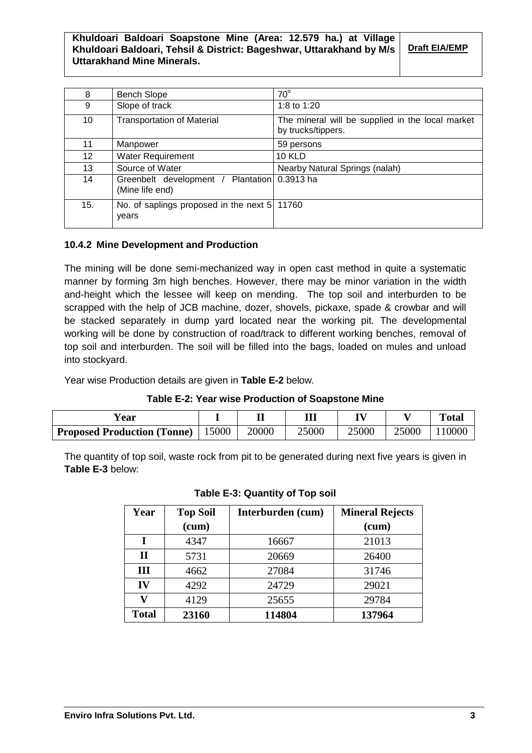| 8 | Bench Slope | $70^{o}$ |
|---|---|---|
| 9 | Slope of track | 1:8 to 1:20 |
| 10 | Transportation of Material | The mineral will be supplied in the local market by trucks/tippers. |
| 11 | Manpower | 59 persons |
| 12 | Water Requirement | 10 KLD |
| 13 | Source of Water | Nearby Natural Springs (nalah) |
| 14 | Greenbelt development / Plantation (Mine life end) | 0.3913 ha |
| 15. | No. of saplings proposed in the next 5 years | 11760 |

### 10.4.2 Mine Development and Production

The mining will be done semi-mechanized way in open cast method in quite a systematic manner by forming 3m high benches. However, there may be minor variation in the width and-height which the lessee will keep on mending. The top soil and interburden to be scrapped with the help of JCB machine, dozer, shovels, pickaxe, spade & crowbar and will be stacked separately in dump yard located near the working pit. The developmental working will be done by construction of road/track to different working benches, removal of top soil and interburden. The soil will be filled into the bags, loaded on mules and unload into stockyard.

Year wise Production details are given in **Table E-2** below.

**Table E-2: Year wise Production of Soapstone Mine**

| Year | I | II | III | IV | V | Total |
|---|---|---|---|---|---|---|
| **Proposed Production (Tonne)** | 15000 | 20000 | 25000 | 25000 | 25000 | 110000 |

The quantity of top soil, waste rock from pit to be generated during next five years is given in **Table E-3** below:

**Table E-3: Quantity of Top soil**

| Year | Top Soil (cum) | Interburden (cum) | Mineral Rejects (cum) |
|---|---|---|---|
| **I** | 4347 | 16667 | 21013 |
| **II** | 5731 | 20669 | 26400 |
| **III** | 4662 | 27084 | 31746 |
| **IV** | 4292 | 24729 | 29021 |
| **V** | 4129 | 25655 | 29784 |
| **Total** | **23160** | **114804** | **137964** |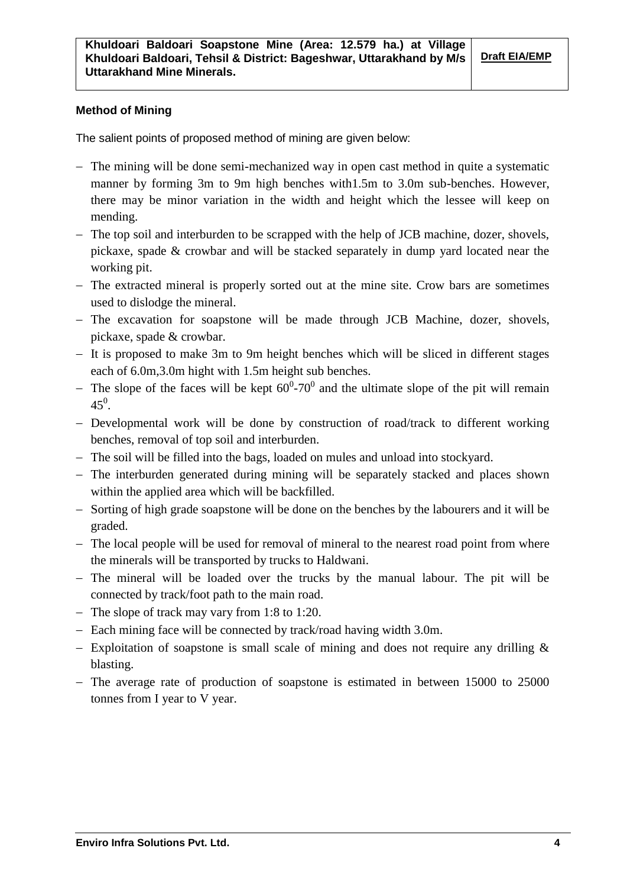**Method of Mining**

The salient points of proposed method of mining are given below:

- The mining will be done semi-mechanized way in open cast method in quite a systematic manner by forming 3m to 9m high benches with1.5m to 3.0m sub-benches. However, there may be minor variation in the width and height which the lessee will keep on mending.
- The top soil and interburden to be scrapped with the help of JCB machine, dozer, shovels, pickaxe, spade & crowbar and will be stacked separately in dump yard located near the working pit.
- The extracted mineral is properly sorted out at the mine site. Crow bars are sometimes used to dislodge the mineral.
- The excavation for soapstone will be made through JCB Machine, dozer, shovels, pickaxe, spade & crowbar.
- It is proposed to make 3m to 9m height benches which will be sliced in different stages each of 6.0m,3.0m hight with 1.5m height sub benches.
- The slope of the faces will be kept $60^0$-$70^0$ and the ultimate slope of the pit will remain $45^0$.
- Developmental work will be done by construction of road/track to different working benches, removal of top soil and interburden.
- The soil will be filled into the bags, loaded on mules and unload into stockyard.
- The interburden generated during mining will be separately stacked and places shown within the applied area which will be backfilled.
- Sorting of high grade soapstone will be done on the benches by the labourers and it will be graded.
- The local people will be used for removal of mineral to the nearest road point from where the minerals will be transported by trucks to Haldwani.
- The mineral will be loaded over the trucks by the manual labour. The pit will be connected by track/foot path to the main road.
- The slope of track may vary from 1:8 to 1:20.
- Each mining face will be connected by track/road having width 3.0m.
- Exploitation of soapstone is small scale of mining and does not require any drilling & blasting.
- The average rate of production of soapstone is estimated in between 15000 to 25000 tonnes from I year to V year.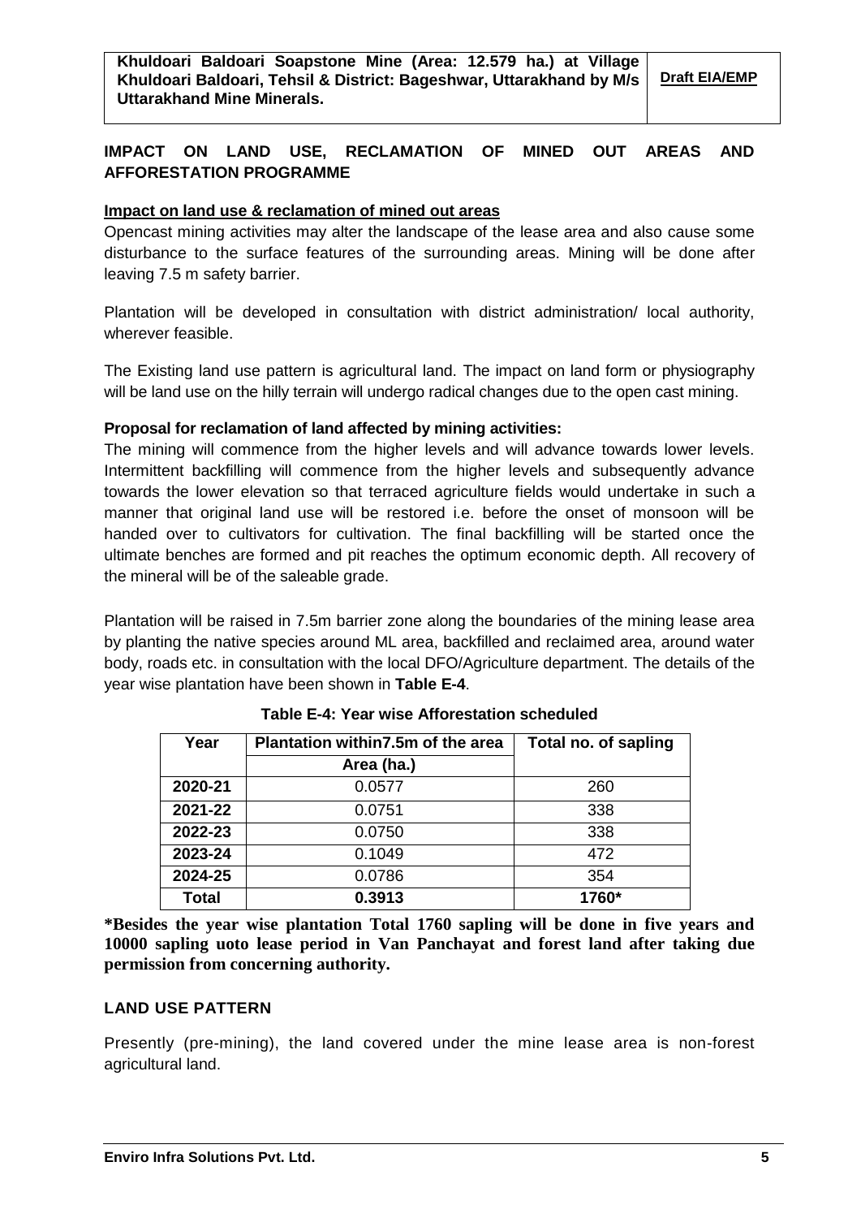## IMPACT ON LAND USE, RECLAMATION OF MINED OUT AREAS AND AFFORESTATION PROGRAMME

### Impact on land use & reclamation of mined out areas

Opencast mining activities may alter the landscape of the lease area and also cause some disturbance to the surface features of the surrounding areas. Mining will be done after leaving 7.5 m safety barrier.

Plantation will be developed in consultation with district administration/ local authority, wherever feasible.

The Existing land use pattern is agricultural land. The impact on land form or physiography will be land use on the hilly terrain will undergo radical changes due to the open cast mining.

**Proposal for reclamation of land affected by mining activities:**

The mining will commence from the higher levels and will advance towards lower levels. Intermittent backfilling will commence from the higher levels and subsequently advance towards the lower elevation so that terraced agriculture fields would undertake in such a manner that original land use will be restored i.e. before the onset of monsoon will be handed over to cultivators for cultivation. The final backfilling will be started once the ultimate benches are formed and pit reaches the optimum economic depth. All recovery of the mineral will be of the saleable grade.

Plantation will be raised in 7.5m barrier zone along the boundaries of the mining lease area by planting the native species around ML area, backfilled and reclaimed area, around water body, roads etc. in consultation with the local DFO/Agriculture department. The details of the year wise plantation have been shown in **Table E-4**.

**Table E-4: Year wise Afforestation scheduled**

| Year | Plantation within7.5m of the area | Total no. of sapling |
|---|---|---|
| | Area (ha.) | |
| **2020-21** | 0.0577 | 260 |
| **2021-22** | 0.0751 | 338 |
| **2022-23** | 0.0750 | 338 |
| **2023-24** | 0.1049 | 472 |
| **2024-25** | 0.0786 | 354 |
| **Total** | **0.3913** | **1760*** |

***Besides the year wise plantation Total 1760 sapling will be done in five years and 10000 sapling uoto lease period in Van Panchayat and forest land after taking due permission from concerning authority.**

## LAND USE PATTERN

Presently (pre-mining), the land covered under the mine lease area is non-forest agricultural land.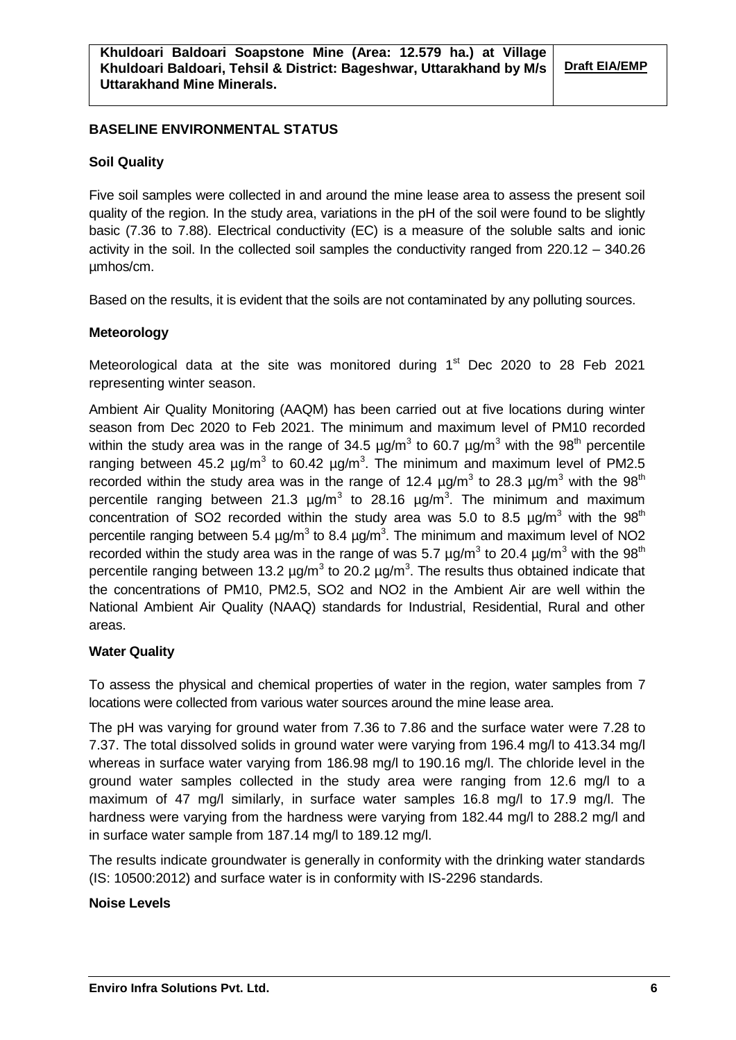## BASELINE ENVIRONMENTAL STATUS

### Soil Quality

Five soil samples were collected in and around the mine lease area to assess the present soil quality of the region. In the study area, variations in the pH of the soil were found to be slightly basic (7.36 to 7.88). Electrical conductivity (EC) is a measure of the soluble salts and ionic activity in the soil. In the collected soil samples the conductivity ranged from 220.12 – 340.26 µmhos/cm.

Based on the results, it is evident that the soils are not contaminated by any polluting sources.

### Meteorology

Meteorological data at the site was monitored during 1st Dec 2020 to 28 Feb 2021 representing winter season.

Ambient Air Quality Monitoring (AAQM) has been carried out at five locations during winter season from Dec 2020 to Feb 2021. The minimum and maximum level of PM10 recorded within the study area was in the range of 34.5 µg/$m^3$ to 60.7 µg/$m^3$ with the 98th percentile ranging between 45.2 µg/$m^3$ to 60.42 µg/$m^3$. The minimum and maximum level of PM2.5 recorded within the study area was in the range of 12.4 µg/$m^3$ to 28.3 µg/$m^3$ with the 98th percentile ranging between 21.3 µg/$m^3$ to 28.16 µg/$m^3$. The minimum and maximum concentration of SO2 recorded within the study area was 5.0 to 8.5 µg/$m^3$ with the 98th percentile ranging between 5.4 µg/$m^3$ to 8.4 µg/$m^3$. The minimum and maximum level of NO2 recorded within the study area was in the range of was 5.7 µg/$m^3$ to 20.4 µg/$m^3$ with the 98th percentile ranging between 13.2 µg/$m^3$ to 20.2 µg/$m^3$. The results thus obtained indicate that the concentrations of PM10, PM2.5, SO2 and NO2 in the Ambient Air are well within the National Ambient Air Quality (NAAQ) standards for Industrial, Residential, Rural and other areas.

### Water Quality

To assess the physical and chemical properties of water in the region, water samples from 7 locations were collected from various water sources around the mine lease area.

The pH was varying for ground water from 7.36 to 7.86 and the surface water were 7.28 to 7.37. The total dissolved solids in ground water were varying from 196.4 mg/l to 413.34 mg/l whereas in surface water varying from 186.98 mg/l to 190.16 mg/l. The chloride level in the ground water samples collected in the study area were ranging from 12.6 mg/l to a maximum of 47 mg/l similarly, in surface water samples 16.8 mg/l to 17.9 mg/l. The hardness were varying from the hardness were varying from 182.44 mg/l to 288.2 mg/l and in surface water sample from 187.14 mg/l to 189.12 mg/l.

The results indicate groundwater is generally in conformity with the drinking water standards (IS: 10500:2012) and surface water is in conformity with IS-2296 standards.

### Noise Levels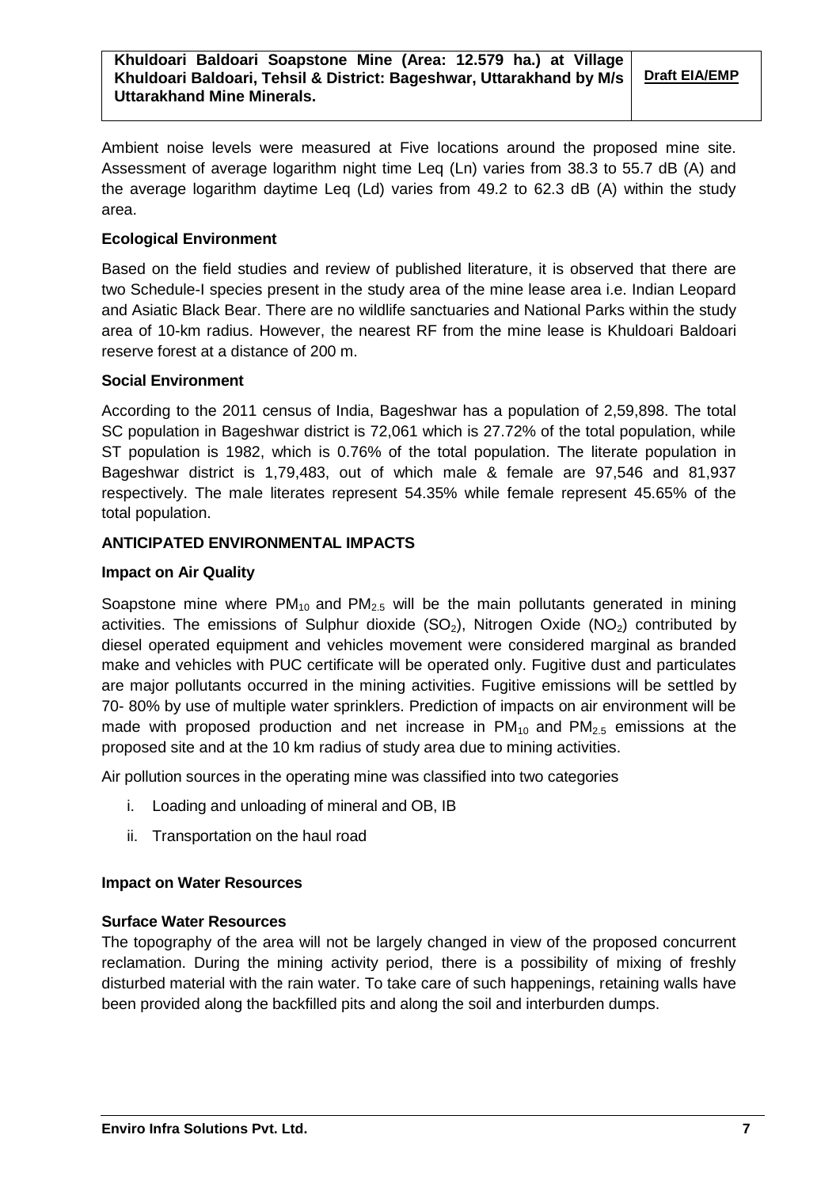Ambient noise levels were measured at Five locations around the proposed mine site. Assessment of average logarithm night time Leq (Ln) varies from 38.3 to 55.7 dB (A) and the average logarithm daytime Leq (Ld) varies from 49.2 to 62.3 dB (A) within the study area.

**Ecological Environment**

Based on the field studies and review of published literature, it is observed that there are two Schedule-I species present in the study area of the mine lease area i.e. Indian Leopard and Asiatic Black Bear. There are no wildlife sanctuaries and National Parks within the study area of 10-km radius. However, the nearest RF from the mine lease is Khuldoari Baldoari reserve forest at a distance of 200 m.

**Social Environment**

According to the 2011 census of India, Bageshwar has a population of 2,59,898. The total SC population in Bageshwar district is 72,061 which is 27.72% of the total population, while ST population is 1982, which is 0.76% of the total population. The literate population in Bageshwar district is 1,79,483, out of which male & female are 97,546 and 81,937 respectively. The male literates represent 54.35% while female represent 45.65% of the total population.

**ANTICIPATED ENVIRONMENTAL IMPACTS**

**Impact on Air Quality**

Soapstone mine where $PM_{10}$ and $PM_{2.5}$ will be the main pollutants generated in mining activities. The emissions of Sulphur dioxide ($SO_2$), Nitrogen Oxide ($NO_2$) contributed by diesel operated equipment and vehicles movement were considered marginal as branded make and vehicles with PUC certificate will be operated only. Fugitive dust and particulates are major pollutants occurred in the mining activities. Fugitive emissions will be settled by 70- 80% by use of multiple water sprinklers. Prediction of impacts on air environment will be made with proposed production and net increase in $PM_{10}$ and $PM_{2.5}$ emissions at the proposed site and at the 10 km radius of study area due to mining activities.

Air pollution sources in the operating mine was classified into two categories

i. Loading and unloading of mineral and OB, IB
ii. Transportation on the haul road

**Impact on Water Resources**

**Surface Water Resources**

The topography of the area will not be largely changed in view of the proposed concurrent reclamation. During the mining activity period, there is a possibility of mixing of freshly disturbed material with the rain water. To take care of such happenings, retaining walls have been provided along the backfilled pits and along the soil and interburden dumps.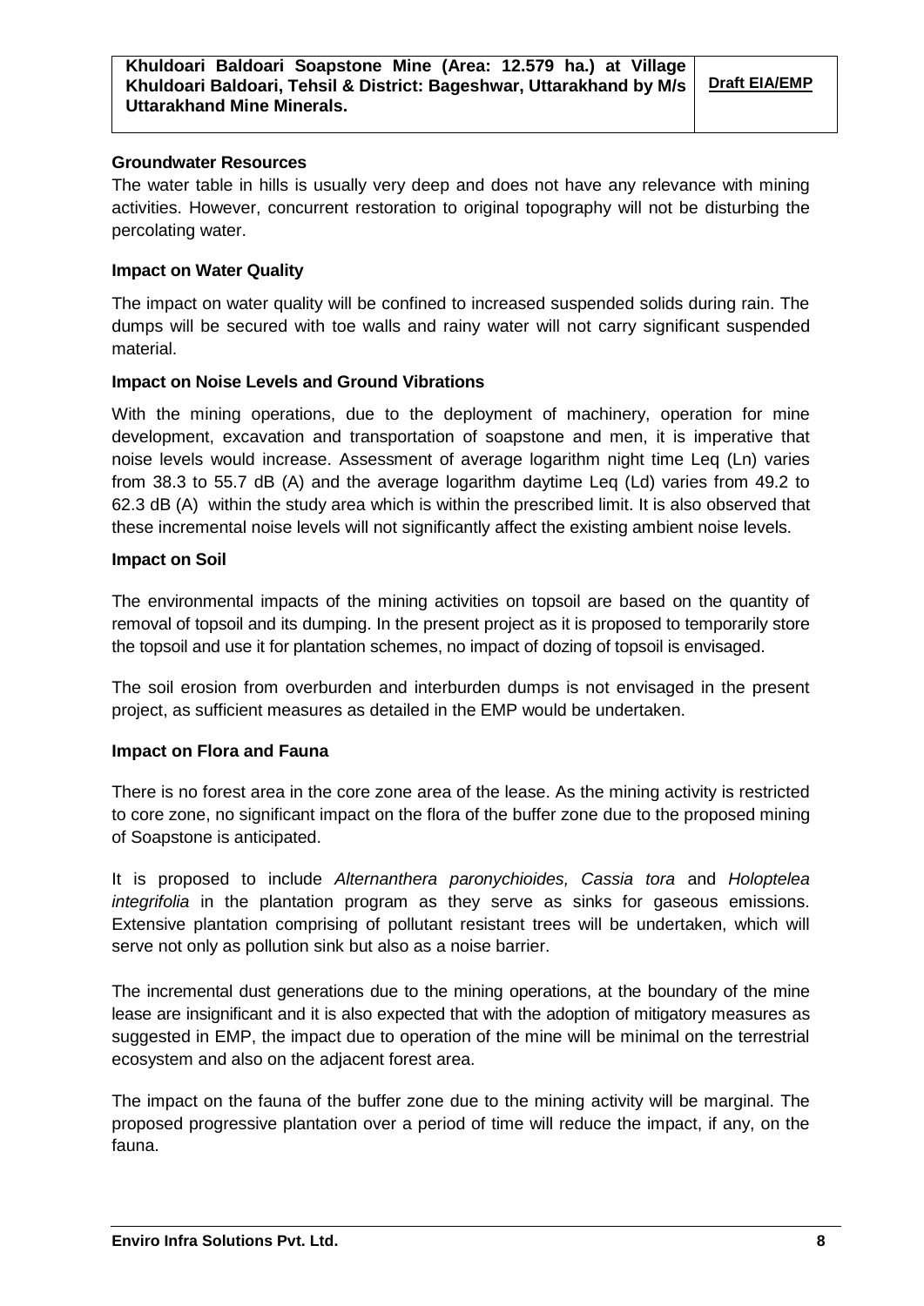**Groundwater Resources**

The water table in hills is usually very deep and does not have any relevance with mining activities. However, concurrent restoration to original topography will not be disturbing the percolating water.

**Impact on Water Quality**

The impact on water quality will be confined to increased suspended solids during rain. The dumps will be secured with toe walls and rainy water will not carry significant suspended material.

**Impact on Noise Levels and Ground Vibrations**

With the mining operations, due to the deployment of machinery, operation for mine development, excavation and transportation of soapstone and men, it is imperative that noise levels would increase. Assessment of average logarithm night time Leq (Ln) varies from 38.3 to 55.7 dB (A) and the average logarithm daytime Leq (Ld) varies from 49.2 to 62.3 dB (A) within the study area which is within the prescribed limit. It is also observed that these incremental noise levels will not significantly affect the existing ambient noise levels.

**Impact on Soil**

The environmental impacts of the mining activities on topsoil are based on the quantity of removal of topsoil and its dumping. In the present project as it is proposed to temporarily store the topsoil and use it for plantation schemes, no impact of dozing of topsoil is envisaged.

The soil erosion from overburden and interburden dumps is not envisaged in the present project, as sufficient measures as detailed in the EMP would be undertaken.

**Impact on Flora and Fauna**

There is no forest area in the core zone area of the lease. As the mining activity is restricted to core zone, no significant impact on the flora of the buffer zone due to the proposed mining of Soapstone is anticipated.

It is proposed to include *Alternanthera paronychioides, Cassia tora* and *Holoptelea integrifolia* in the plantation program as they serve as sinks for gaseous emissions. Extensive plantation comprising of pollutant resistant trees will be undertaken, which will serve not only as pollution sink but also as a noise barrier.

The incremental dust generations due to the mining operations, at the boundary of the mine lease are insignificant and it is also expected that with the adoption of mitigatory measures as suggested in EMP, the impact due to operation of the mine will be minimal on the terrestrial ecosystem and also on the adjacent forest area.

The impact on the fauna of the buffer zone due to the mining activity will be marginal. The proposed progressive plantation over a period of time will reduce the impact, if any, on the fauna.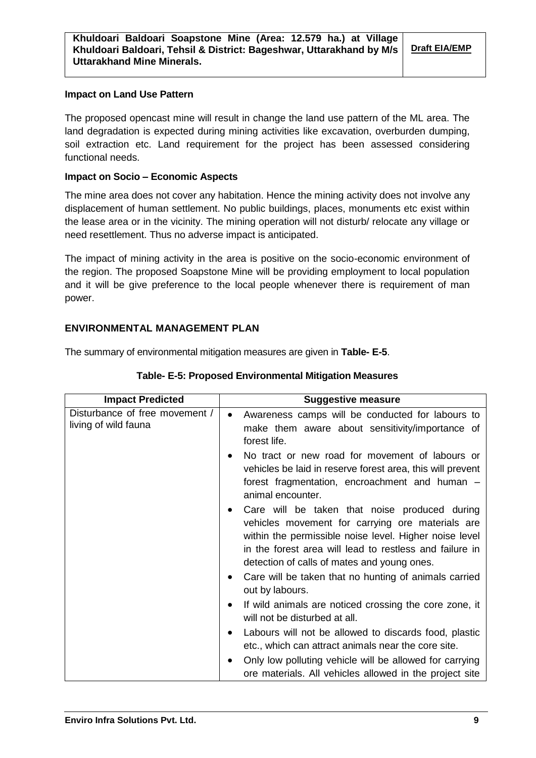**Impact on Land Use Pattern**

The proposed opencast mine will result in change the land use pattern of the ML area. The land degradation is expected during mining activities like excavation, overburden dumping, soil extraction etc. Land requirement for the project has been assessed considering functional needs.

**Impact on Socio – Economic Aspects**

The mine area does not cover any habitation. Hence the mining activity does not involve any displacement of human settlement. No public buildings, places, monuments etc exist within the lease area or in the vicinity. The mining operation will not disturb/ relocate any village or need resettlement. Thus no adverse impact is anticipated.

The impact of mining activity in the area is positive on the socio-economic environment of the region. The proposed Soapstone Mine will be providing employment to local population and it will be give preference to the local people whenever there is requirement of man power.

## ENVIRONMENTAL MANAGEMENT PLAN

The summary of environmental mitigation measures are given in **Table- E-5**.

**Table- E-5: Proposed Environmental Mitigation Measures**

| Impact Predicted | Suggestive measure |
|---|---|
| Disturbance of free movement / living of wild fauna | • Awareness camps will be conducted for labours to make them aware about sensitivity/importance of forest life.<br>• No tract or new road for movement of labours or vehicles be laid in reserve forest area, this will prevent forest fragmentation, encroachment and human – animal encounter.<br>• Care will be taken that noise produced during vehicles movement for carrying ore materials are within the permissible noise level. Higher noise level in the forest area will lead to restless and failure in detection of calls of mates and young ones.<br>• Care will be taken that no hunting of animals carried out by labours.<br>• If wild animals are noticed crossing the core zone, it will not be disturbed at all.<br>• Labours will not be allowed to discards food, plastic etc., which can attract animals near the core site.<br>• Only low polluting vehicle will be allowed for carrying ore materials. All vehicles allowed in the project site |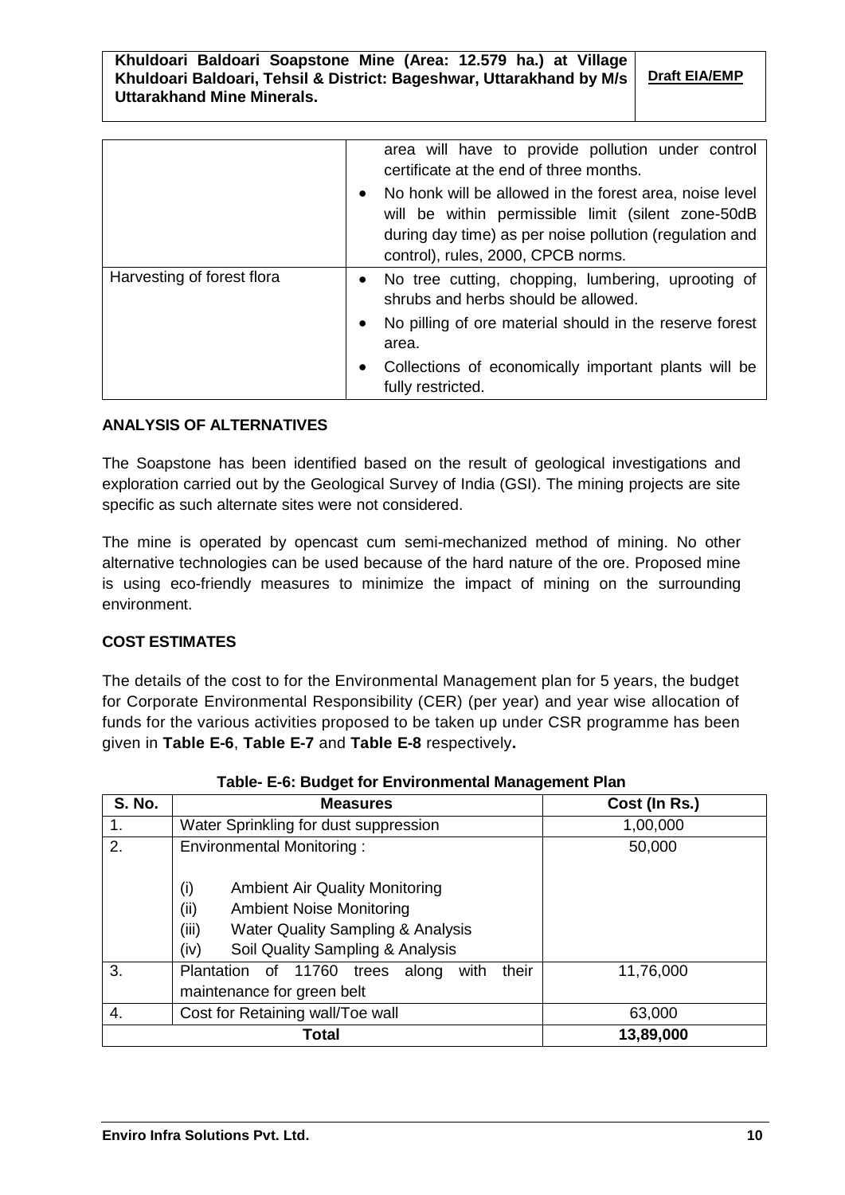| | • area will have to provide pollution under control certificate at the end of three months. <br> • No honk will be allowed in the forest area, noise level will be within permissible limit (silent zone-50dB during day time) as per noise pollution (regulation and control), rules, 2000, CPCB norms. |
|---|---|
| Harvesting of forest flora | • No tree cutting, chopping, lumbering, uprooting of shrubs and herbs should be allowed. <br> • No pilling of ore material should in the reserve forest area. <br> • Collections of economically important plants will be fully restricted. |

**ANALYSIS OF ALTERNATIVES**

The Soapstone has been identified based on the result of geological investigations and exploration carried out by the Geological Survey of India (GSI). The mining projects are site specific as such alternate sites were not considered.

The mine is operated by opencast cum semi-mechanized method of mining. No other alternative technologies can be used because of the hard nature of the ore. Proposed mine is using eco-friendly measures to minimize the impact of mining on the surrounding environment.

**COST ESTIMATES**

The details of the cost to for the Environmental Management plan for 5 years, the budget for Corporate Environmental Responsibility (CER) (per year) and year wise allocation of funds for the various activities proposed to be taken up under CSR programme has been given in **Table E-6**, **Table E-7** and **Table E-8** respectively**.**

**Table- E-6: Budget for Environmental Management Plan**

| S. No. | Measures | Cost (In Rs.) |
|---|---|---|
| 1. | Water Sprinkling for dust suppression | 1,00,000 |
| 2. | Environmental Monitoring :<br>(i) Ambient Air Quality Monitoring<br>(ii) Ambient Noise Monitoring<br>(iii) Water Quality Sampling & Analysis<br>(iv) Soil Quality Sampling & Analysis | 50,000 |
| 3. | Plantation of 11760 trees along with their maintenance for green belt | 11,76,000 |
| 4. | Cost for Retaining wall/Toe wall | 63,000 |
| **Total** | | **13,89,000** |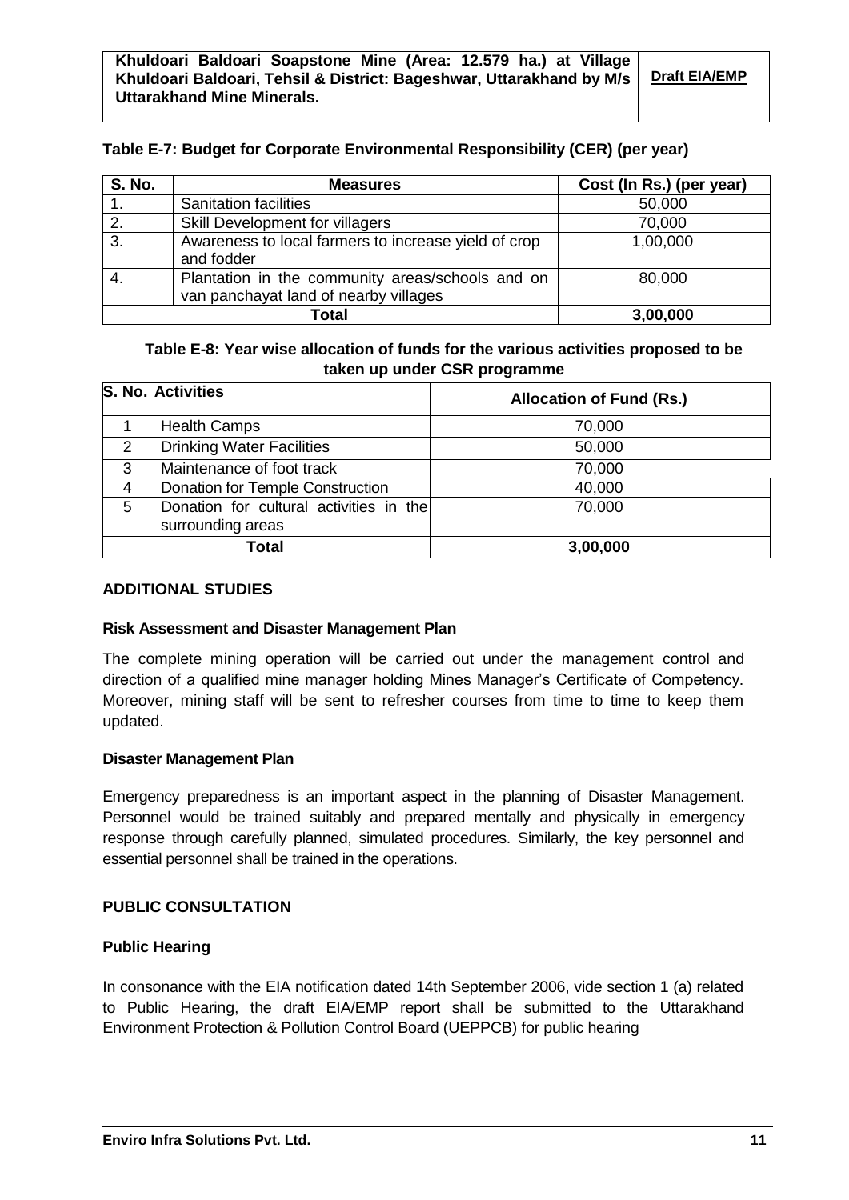**Table E-7: Budget for Corporate Environmental Responsibility (CER) (per year)**

| S. No. | Measures | Cost (In Rs.) (per year) |
|---|---|---|
| 1. | Sanitation facilities | 50,000 |
| 2. | Skill Development for villagers | 70,000 |
| 3. | Awareness to local farmers to increase yield of crop and fodder | 1,00,000 |
| 4. | Plantation in the community areas/schools and on van panchayat land of nearby villages | 80,000 |
| | **Total** | **3,00,000** |

**Table E-8: Year wise allocation of funds for the various activities proposed to be taken up under CSR programme**

| S. No. | Activities | Allocation of Fund (Rs.) |
|---|---|---|
| 1 | Health Camps | 70,000 |
| 2 | Drinking Water Facilities | 50,000 |
| 3 | Maintenance of foot track | 70,000 |
| 4 | Donation for Temple Construction | 40,000 |
| 5 | Donation for cultural activities in the surrounding areas | 70,000 |
| | **Total** | **3,00,000** |

## ADDITIONAL STUDIES

### Risk Assessment and Disaster Management Plan

The complete mining operation will be carried out under the management control and direction of a qualified mine manager holding Mines Manager's Certificate of Competency. Moreover, mining staff will be sent to refresher courses from time to time to keep them updated.

### Disaster Management Plan

Emergency preparedness is an important aspect in the planning of Disaster Management. Personnel would be trained suitably and prepared mentally and physically in emergency response through carefully planned, simulated procedures. Similarly, the key personnel and essential personnel shall be trained in the operations.

## PUBLIC CONSULTATION

### Public Hearing

In consonance with the EIA notification dated 14th September 2006, vide section 1 (a) related to Public Hearing, the draft EIA/EMP report shall be submitted to the Uttarakhand Environment Protection & Pollution Control Board (UEPPCB) for public hearing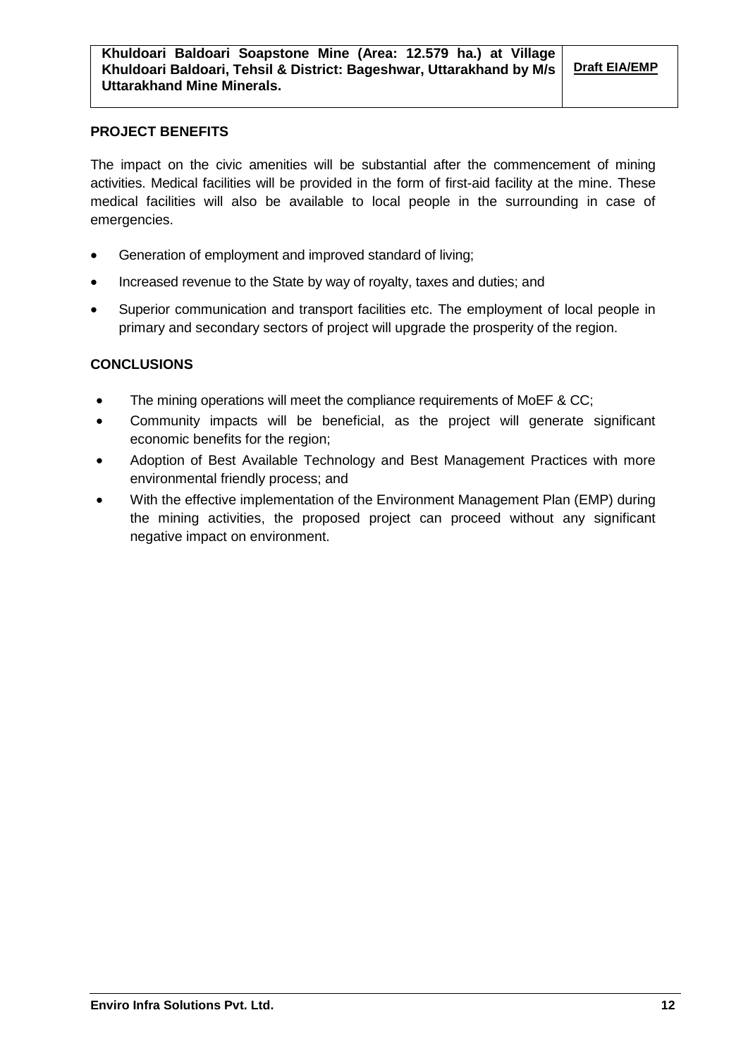## PROJECT BENEFITS

The impact on the civic amenities will be substantial after the commencement of mining activities. Medical facilities will be provided in the form of first-aid facility at the mine. These medical facilities will also be available to local people in the surrounding in case of emergencies.

- Generation of employment and improved standard of living;
- Increased revenue to the State by way of royalty, taxes and duties; and
- Superior communication and transport facilities etc. The employment of local people in primary and secondary sectors of project will upgrade the prosperity of the region.

## CONCLUSIONS

- The mining operations will meet the compliance requirements of MoEF & CC;
- Community impacts will be beneficial, as the project will generate significant economic benefits for the region;
- Adoption of Best Available Technology and Best Management Practices with more environmental friendly process; and
- With the effective implementation of the Environment Management Plan (EMP) during the mining activities, the proposed project can proceed without any significant negative impact on environment.